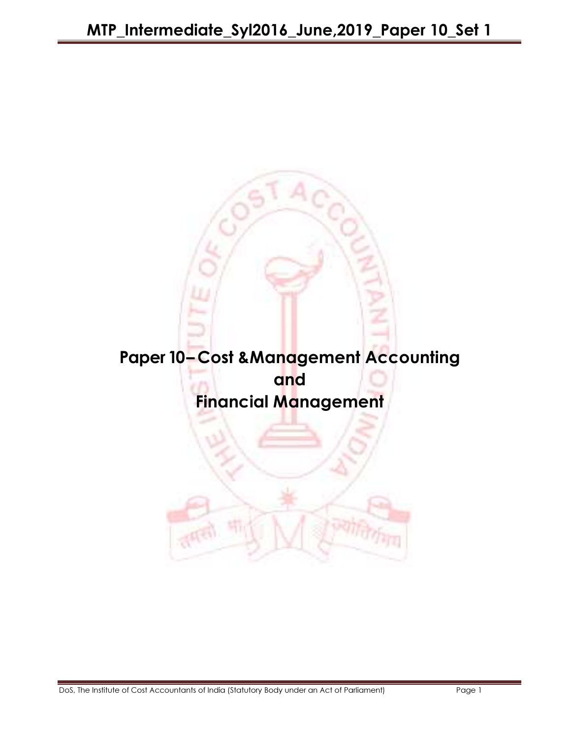# Paper 10– Cost &Management Accounting and Financial Management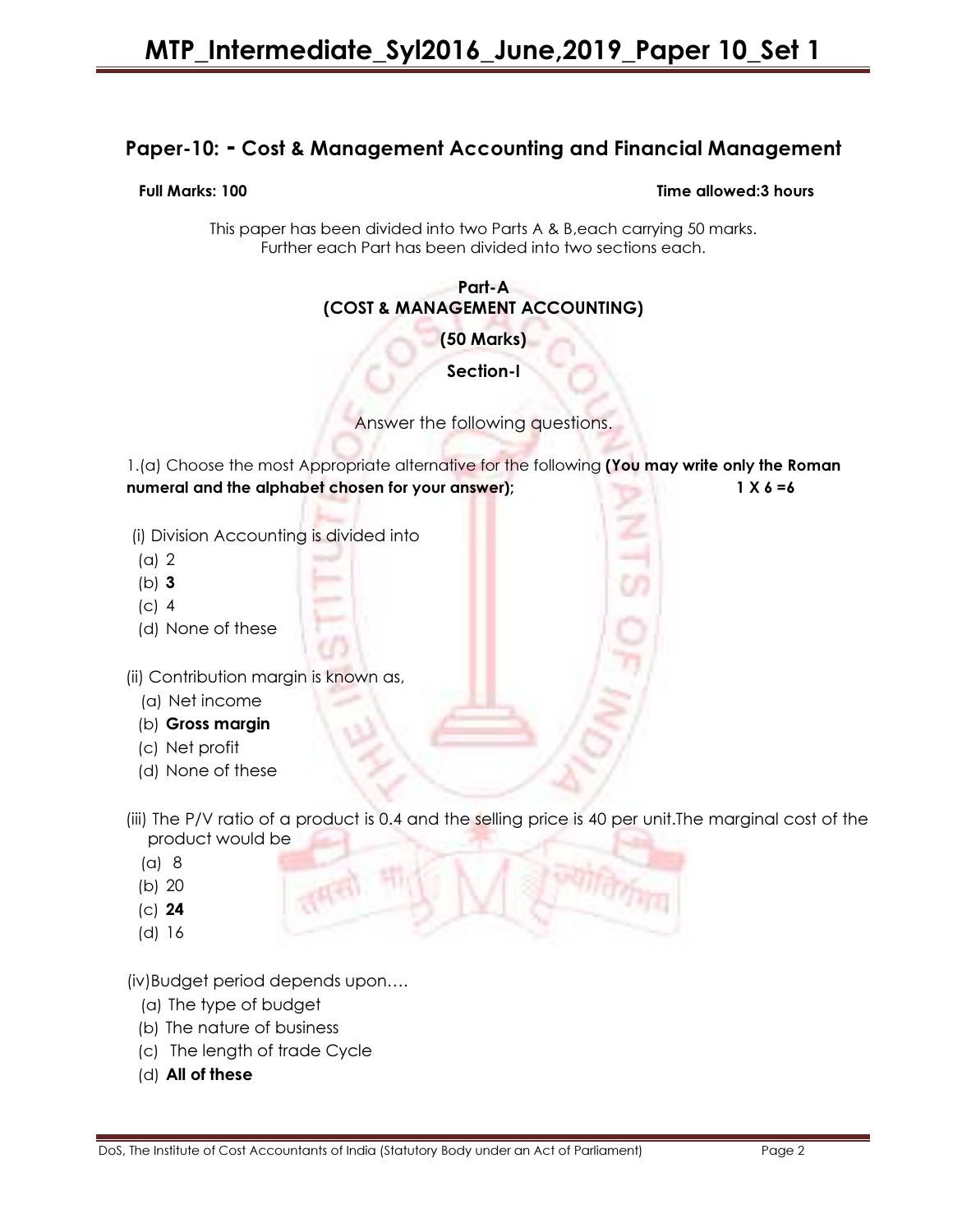## Paper-10: - Cost & Management Accounting and Financial Management

**Full Marks: 100** **Time allowed:3 hours**

This paper has been divided into two Parts A & B,each carrying 50 marks. Further each Part has been divided into two sections each.

### Part-A
### (COST & MANAGEMENT ACCOUNTING)
### (50 Marks)
### Section-I

Answer the following questions.

1.(a) Choose the most Appropriate alternative for the following **(You may write only the Roman numeral and the alphabet chosen for your answer);** **1 X 6 =6**

(i) Division Accounting is divided into
- (a) 2
- (b) **3**
- (c) 4
- (d) None of these

(ii) Contribution margin is known as,
- (a) Net income
- (b) **Gross margin**
- (c) Net profit
- (d) None of these

(iii) The P/V ratio of a product is 0.4 and the selling price is 40 per unit.The marginal cost of the product would be
- (a) 8
- (b) 20
- (c) **24**
- (d) 16

(iv)Budget period depends upon….
- (a) The type of budget
- (b) The nature of business
- (c) The length of trade Cycle
- (d) **All of these**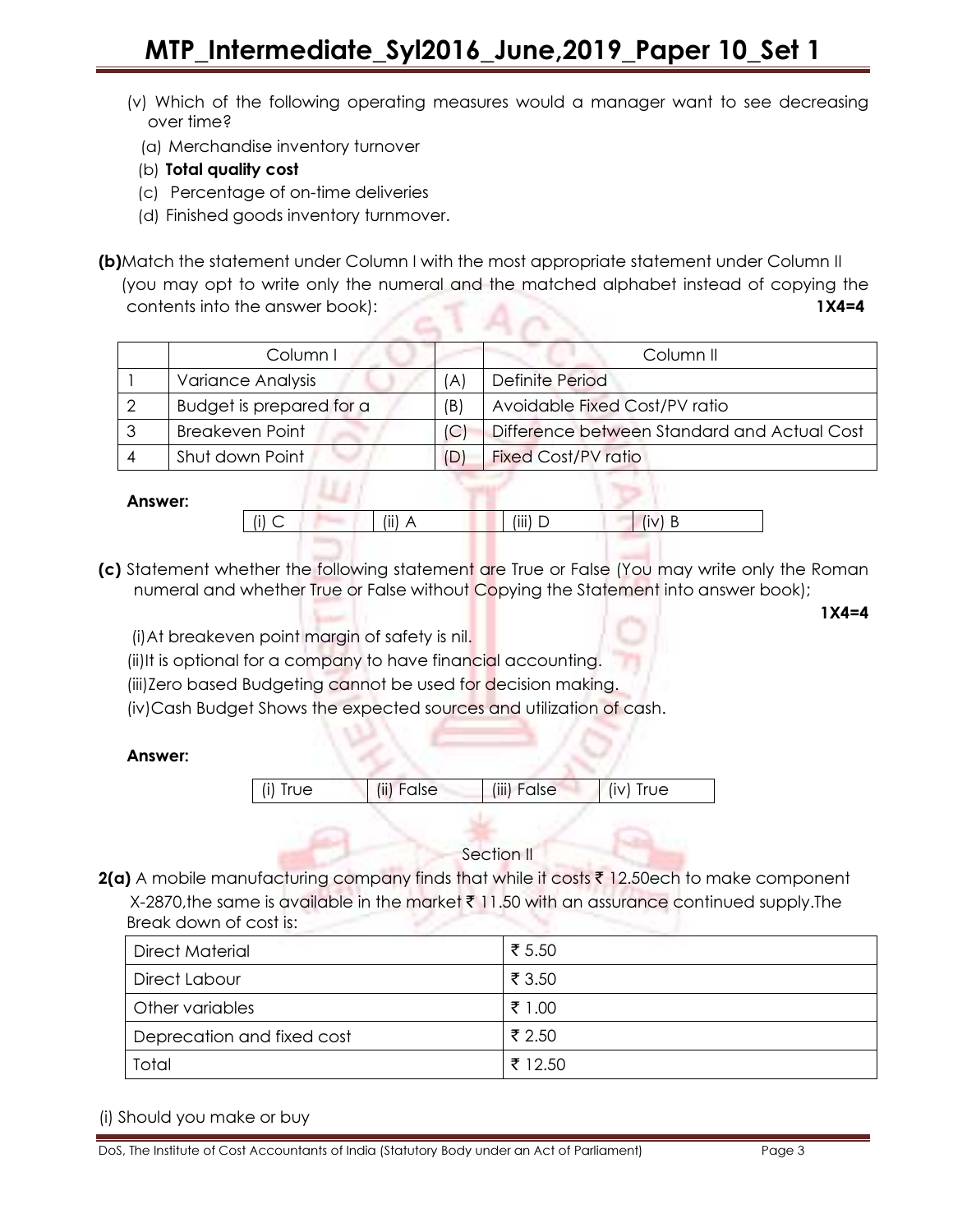(v) Which of the following operating measures would a manager want to see decreasing over time?

(a) Merchandise inventory turnover

(b) **Total quality cost**

(c) Percentage of on-time deliveries

(d) Finished goods inventory turnmover.

**(b)** Match the statement under Column I with the most appropriate statement under Column II (you may opt to write only the numeral and the matched alphabet instead of copying the contents into the answer book): **1X4=4**

| | Column I | | Column II |
|---|---|---|---|
| 1 | Variance Analysis | (A) | Definite Period |
| 2 | Budget is prepared for a | (B) | Avoidable Fixed Cost/PV ratio |
| 3 | Breakeven Point | (C) | Difference between Standard and Actual Cost |
| 4 | Shut down Point | (D) | Fixed Cost/PV ratio |

**Answer:**

| (i) C | (ii) A | (iii) D | (iv) B |
|---|---|---|---|

**(c)** Statement whether the following statement are True or False (You may write only the Roman numeral and whether True or False without Copying the Statement into answer book); **1X4=4**

(i) At breakeven point margin of safety is nil.

(ii) It is optional for a company to have financial accounting.

(iii) Zero based Budgeting cannot be used for decision making.

(iv) Cash Budget Shows the expected sources and utilization of cash.

**Answer:**

| (i) True | (ii) False | (iii) False | (iv) True |
|---|---|---|---|

Section II

**2(a)** A mobile manufacturing company finds that while it costs ₹ 12.50ech to make component X-2870,the same is available in the market ₹ 11.50 with an assurance continued supply.The Break down of cost is:

| Direct Material | ₹ 5.50 |
|---|---|
| Direct Labour | ₹ 3.50 |
| Other variables | ₹ 1.00 |
| Deprecation and fixed cost | ₹ 2.50 |
| Total | ₹ 12.50 |

(i) Should you make or buy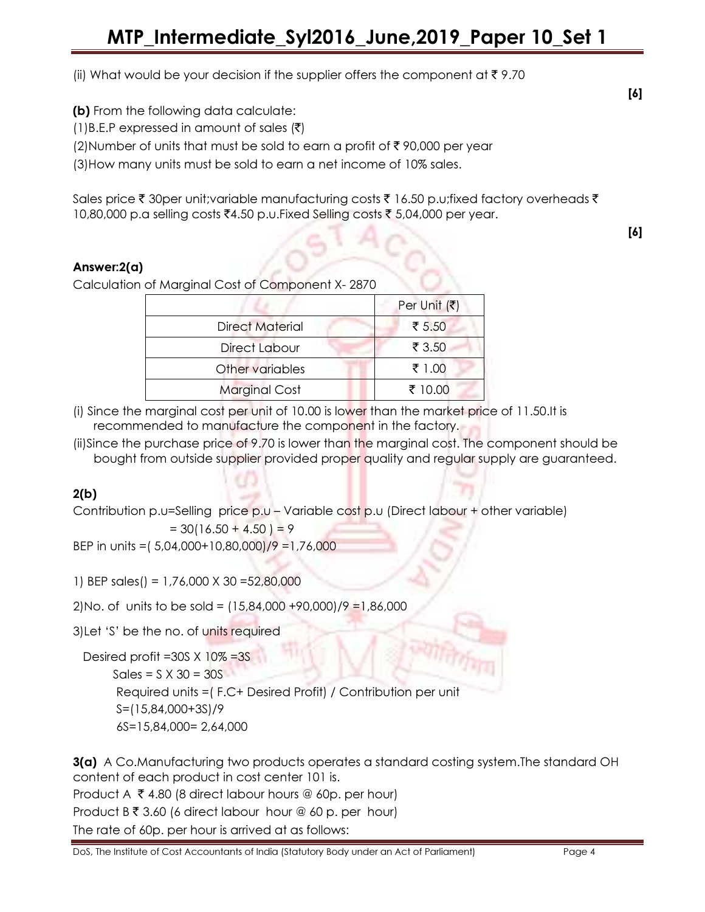(ii) What would be your decision if the supplier offers the component at ₹ 9.70

**[6]**

**(b)** From the following data calculate:

(1)B.E.P expressed in amount of sales (₹)

(2)Number of units that must be sold to earn a profit of ₹ 90,000 per year

(3)How many units must be sold to earn a net income of 10% sales.

Sales price ₹ 30per unit;variable manufacturing costs ₹ 16.50 p.u;fixed factory overheads ₹ 10,80,000 p.a selling costs ₹4.50 p.u.Fixed Selling costs ₹ 5,04,000 per year.

**[6]**

**Answer:2(a)**

Calculation of Marginal Cost of Component X- 2870

| | Per Unit (₹) |
|---|---|
| Direct Material | ₹ 5.50 |
| Direct Labour | ₹ 3.50 |
| Other variables | ₹ 1.00 |
| Marginal Cost | ₹ 10.00 |

(i) Since the marginal cost per unit of 10.00 is lower than the market price of 11.50.It is recommended to manufacture the component in the factory.

(ii)Since the purchase price of 9.70 is lower than the marginal cost. The component should be bought from outside supplier provided proper quality and regular supply are guaranteed.

**2(b)**

Contribution p.u=Selling price p.u – Variable cost p.u (Direct labour + other variable)

= 30(16.50 + 4.50 ) = 9

BEP in units =( 5,04,000+10,80,000)/9 =1,76,000

1) BEP sales() = 1,76,000 X 30 =52,80,000

2)No. of units to be sold = (15,84,000 +90,000)/9 =1,86,000

3)Let 'S' be the no. of units required

Desired profit =30S X 10% =3S

Sales = S X 30 = 30S

Required units =( F.C+ Desired Profit) / Contribution per unit

S=(15,84,000+3S)/9

6S=15,84,000= 2,64,000

**3(a)** A Co.Manufacturing two products operates a standard costing system.The standard OH content of each product in cost center 101 is.

Product A ₹ 4.80 (8 direct labour hours @ 60p. per hour)

Product B ₹ 3.60 (6 direct labour hour @ 60 p. per hour)

The rate of 60p. per hour is arrived at as follows: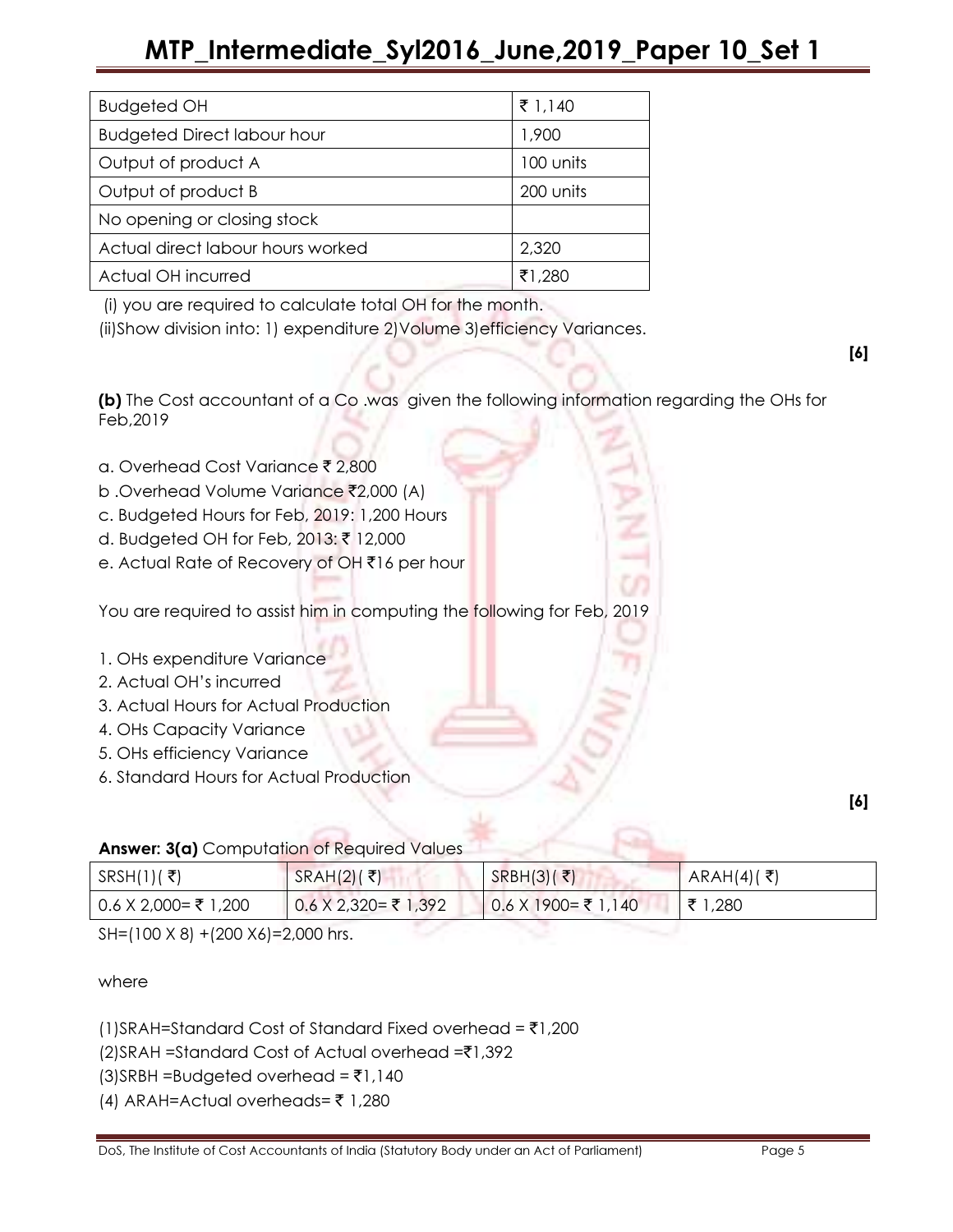| Budgeted OH | ₹ 1,140 |
| --- | --- |
| Budgeted Direct labour hour | 1,900 |
| Output of product A | 100 units |
| Output of product B | 200 units |
| No opening or closing stock | |
| Actual direct labour hours worked | 2,320 |
| Actual OH incurred | ₹1,280 |

(i) you are required to calculate total OH for the month.

(ii)Show division into: 1) expenditure 2)Volume 3)efficiency Variances.

**[6]**

**(b)** The Cost accountant of a Co .was given the following information regarding the OHs for Feb,2019

a. Overhead Cost Variance ₹ 2,800

b .Overhead Volume Variance ₹2,000 (A)

c. Budgeted Hours for Feb, 2019: 1,200 Hours

d. Budgeted OH for Feb, 2013: ₹ 12,000

e. Actual Rate of Recovery of OH ₹16 per hour

You are required to assist him in computing the following for Feb, 2019

1. OHs expenditure Variance
2. Actual OH's incurred
3. Actual Hours for Actual Production
4. OHs Capacity Variance
5. OHs efficiency Variance
6. Standard Hours for Actual Production

**[6]**

**Answer: 3(a)** Computation of Required Values

| SRSH(1)( ₹) | SRAH(2)( ₹) | SRBH(3)( ₹) | ARAH(4)( ₹) |
| --- | --- | --- | --- |
| 0.6 X 2,000= ₹ 1,200 | 0.6 X 2,320= ₹ 1,392 | 0.6 X 1900= ₹ 1,140 | ₹ 1,280 |

SH=(100 X 8) +(200 X6)=2,000 hrs.

where

(1)SRAH=Standard Cost of Standard Fixed overhead = ₹1,200

(2)SRAH =Standard Cost of Actual overhead =₹1,392

(3)SRBH =Budgeted overhead = ₹1,140

(4) ARAH=Actual overheads= ₹ 1,280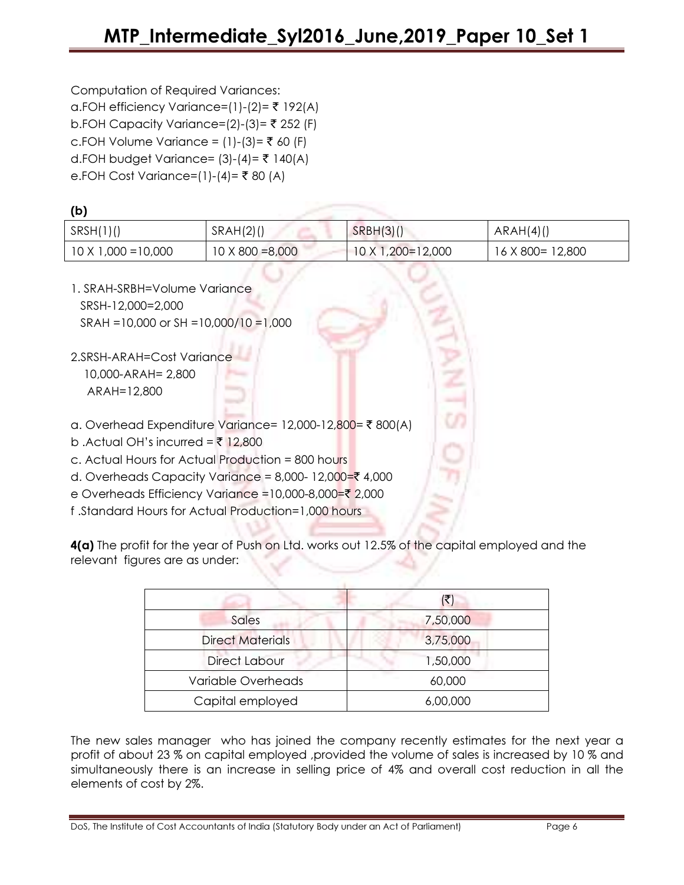Computation of Required Variances:

a.FOH efficiency Variance=(1)-(2)= ₹ 192(A)

b.FOH Capacity Variance=(2)-(3)= ₹ 252 (F)

c.FOH Volume Variance = (1)-(3)= ₹ 60 (F)

d.FOH budget Variance= (3)-(4)= ₹ 140(A)

e.FOH Cost Variance=(1)-(4)= ₹ 80 (A)

**(b)**

| SRSH(1)() | SRAH(2)() | SRBH(3)() | ARAH(4)() |
|---|---|---|---|
| 10 X 1,000 =10,000 | 10 X 800 =8,000 | 10 X 1,200=12,000 | 16 X 800= 12,800 |

1. SRAH-SRBH=Volume Variance
   SRSH-12,000=2,000
   SRAH =10,000 or SH =10,000/10 =1,000

2.SRSH-ARAH=Cost Variance
   10,000-ARAH= 2,800
   ARAH=12,800

a. Overhead Expenditure Variance= 12,000-12,800= ₹ 800(A)

b .Actual OH's incurred = ₹ 12,800

c. Actual Hours for Actual Production = 800 hours

d. Overheads Capacity Variance = 8,000- 12,000=₹ 4,000

e Overheads Efficiency Variance =10,000-8,000=₹ 2,000

f .Standard Hours for Actual Production=1,000 hours

**4(a)** The profit for the year of Push on Ltd. works out 12.5% of the capital employed and the relevant figures are as under:

| | (₹) |
|---|---|
| Sales | 7,50,000 |
| Direct Materials | 3,75,000 |
| Direct Labour | 1,50,000 |
| Variable Overheads | 60,000 |
| Capital employed | 6,00,000 |

The new sales manager who has joined the company recently estimates for the next year a profit of about 23 % on capital employed ,provided the volume of sales is increased by 10 % and simultaneously there is an increase in selling price of 4% and overall cost reduction in all the elements of cost by 2%.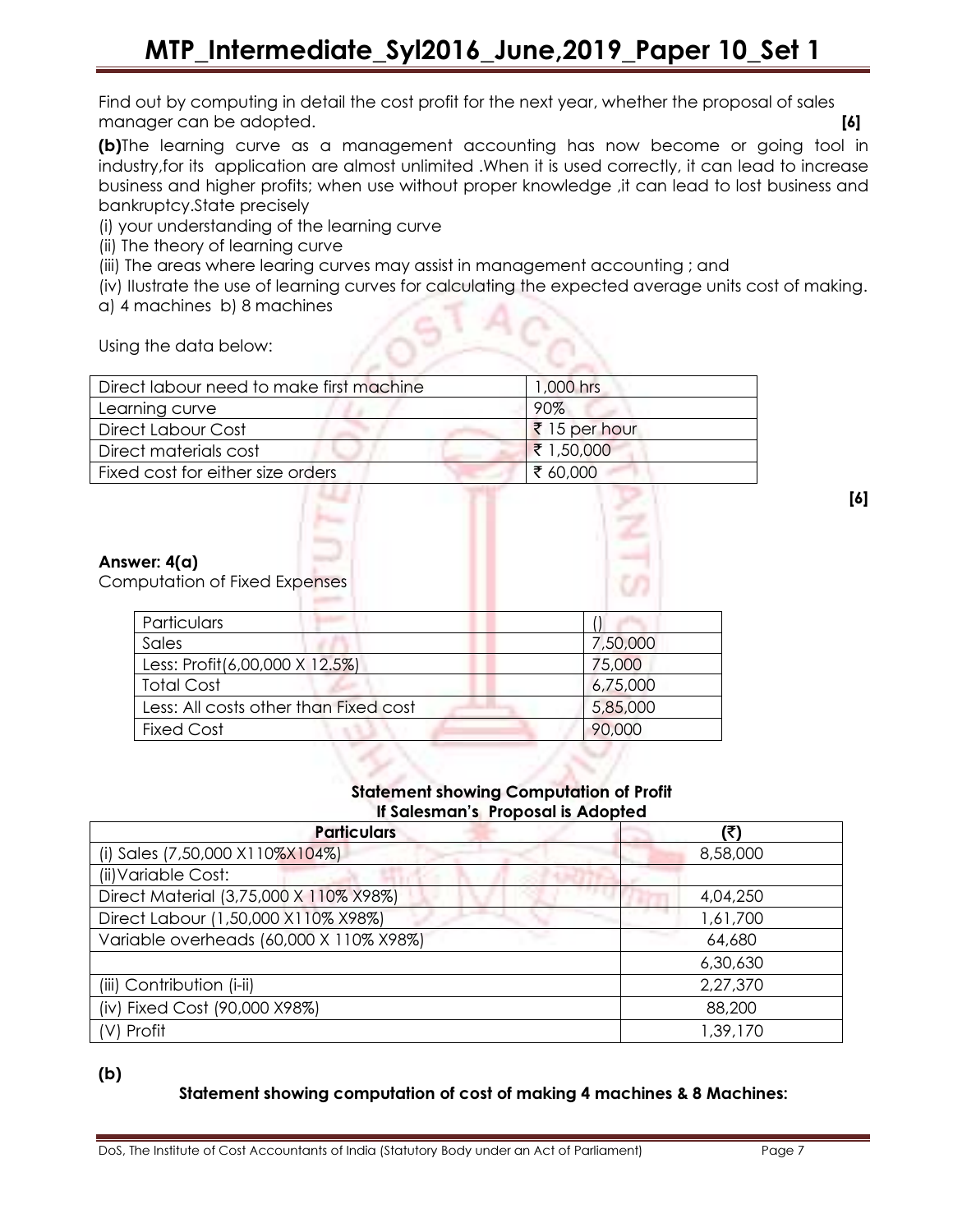Find out by computing in detail the cost profit for the next year, whether the proposal of sales manager can be adopted. **[6]**

**(b)**The learning curve as a management accounting has now become or going tool in industry,for its application are almost unlimited .When it is used correctly, it can lead to increase business and higher profits; when use without proper knowledge ,it can lead to lost business and bankruptcy.State precisely

(i) your understanding of the learning curve

(ii) The theory of learning curve

(iii) The areas where learing curves may assist in management accounting ; and

(iv) Ilustrate the use of learning curves for calculating the expected average units cost of making.

a) 4 machines b) 8 machines

Using the data below:

| Direct labour need to make first machine | 1,000 hrs |
|---|---|
| Learning curve | 90% |
| Direct Labour Cost | ₹ 15 per hour |
| Direct materials cost | ₹ 1,50,000 |
| Fixed cost for either size orders | ₹ 60,000 |

**[6]**

**Answer: 4(a)**

Computation of Fixed Expenses

| Particulars | () |
|---|---|
| Sales | 7,50,000 |
| Less: Profit(6,00,000 X 12.5%) | 75,000 |
| Total Cost | 6,75,000 |
| Less: All costs other than Fixed cost | 5,85,000 |
| Fixed Cost | 90,000 |

**Statement showing Computation of Profit**
**If Salesman's Proposal is Adopted**

| Particulars | (₹) |
|---|---|
| (i) Sales (7,50,000 X110%X104%) | 8,58,000 |
| (ii)Variable Cost: | |
| Direct Material (3,75,000 X 110% X98%) | 4,04,250 |
| Direct Labour (1,50,000 X110% X98%) | 1,61,700 |
| Variable overheads (60,000 X 110% X98%) | 64,680 |
| | 6,30,630 |
| (iii) Contribution (i-ii) | 2,27,370 |
| (iv) Fixed Cost (90,000 X98%) | 88,200 |
| (V) Profit | 1,39,170 |

**(b)**

**Statement showing computation of cost of making 4 machines & 8 Machines:**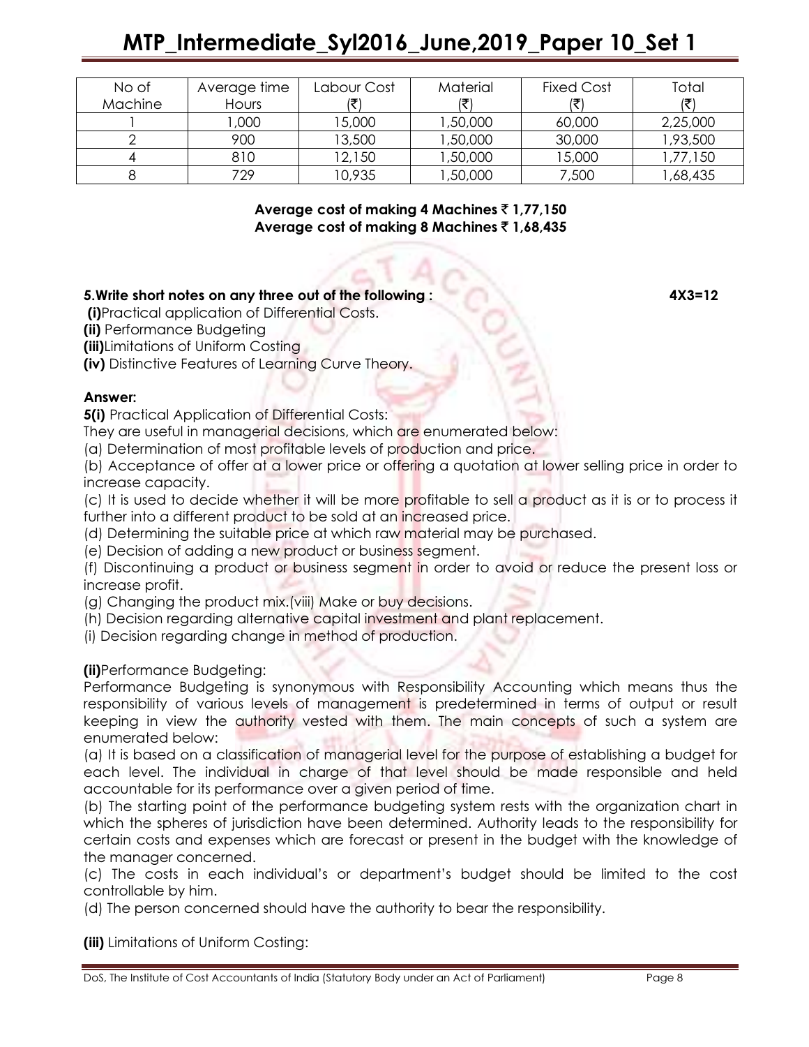| No of Machine | Average time Hours | Labour Cost (₹) | Material (₹) | Fixed Cost (₹) | Total (₹) |
|---|---|---|---|---|---|
| 1 | 1,000 | 15,000 | 1,50,000 | 60,000 | 2,25,000 |
| 2 | 900 | 13,500 | 1,50,000 | 30,000 | 1,93,500 |
| 4 | 810 | 12,150 | 1,50,000 | 15,000 | 1,77,150 |
| 8 | 729 | 10,935 | 1,50,000 | 7,500 | 1,68,435 |

**Average cost of making 4 Machines ₹ 1,77,150**
**Average cost of making 8 Machines ₹ 1,68,435**

**5.Write short notes on any three out of the following : 4X3=12**

**(i)**Practical application of Differential Costs.

**(ii)** Performance Budgeting

**(iii)**Limitations of Uniform Costing

**(iv)** Distinctive Features of Learning Curve Theory.

**Answer:**

**5(i)** Practical Application of Differential Costs:

They are useful in managerial decisions, which are enumerated below:

(a) Determination of most profitable levels of production and price.

(b) Acceptance of offer at a lower price or offering a quotation at lower selling price in order to increase capacity.

(c) It is used to decide whether it will be more profitable to sell a product as it is or to process it further into a different product to be sold at an increased price.

(d) Determining the suitable price at which raw material may be purchased.

(e) Decision of adding a new product or business segment.

(f) Discontinuing a product or business segment in order to avoid or reduce the present loss or increase profit.

(g) Changing the product mix.(viii) Make or buy decisions.

(h) Decision regarding alternative capital investment and plant replacement.

(i) Decision regarding change in method of production.

**(ii)**Performance Budgeting:

Performance Budgeting is synonymous with Responsibility Accounting which means thus the responsibility of various levels of management is predetermined in terms of output or result keeping in view the authority vested with them. The main concepts of such a system are enumerated below:

(a) It is based on a classification of managerial level for the purpose of establishing a budget for each level. The individual in charge of that level should be made responsible and held accountable for its performance over a given period of time.

(b) The starting point of the performance budgeting system rests with the organization chart in which the spheres of jurisdiction have been determined. Authority leads to the responsibility for certain costs and expenses which are forecast or present in the budget with the knowledge of the manager concerned.

(c) The costs in each individual's or department's budget should be limited to the cost controllable by him.

(d) The person concerned should have the authority to bear the responsibility.

**(iii)** Limitations of Uniform Costing: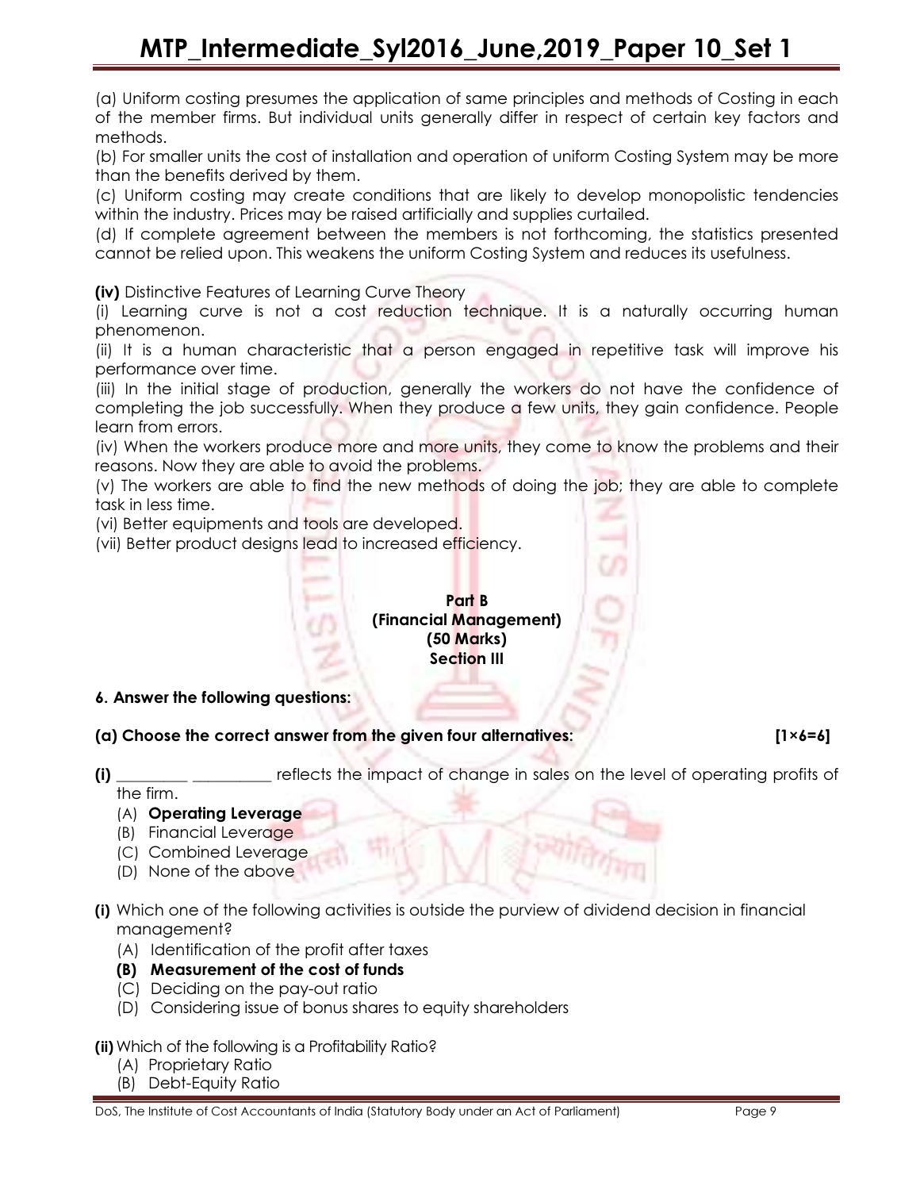(a) Uniform costing presumes the application of same principles and methods of Costing in each of the member firms. But individual units generally differ in respect of certain key factors and methods.

(b) For smaller units the cost of installation and operation of uniform Costing System may be more than the benefits derived by them.

(c) Uniform costing may create conditions that are likely to develop monopolistic tendencies within the industry. Prices may be raised artificially and supplies curtailed.

(d) If complete agreement between the members is not forthcoming, the statistics presented cannot be relied upon. This weakens the uniform Costing System and reduces its usefulness.

**(iv)** Distinctive Features of Learning Curve Theory

(i) Learning curve is not a cost reduction technique. It is a naturally occurring human phenomenon.

(ii) It is a human characteristic that a person engaged in repetitive task will improve his performance over time.

(iii) In the initial stage of production, generally the workers do not have the confidence of completing the job successfully. When they produce a few units, they gain confidence. People learn from errors.

(iv) When the workers produce more and more units, they come to know the problems and their reasons. Now they are able to avoid the problems.

(v) The workers are able to find the new methods of doing the job; they are able to complete task in less time.

(vi) Better equipments and tools are developed.

(vii) Better product designs lead to increased efficiency.

**Part B**
**(Financial Management)**
**(50 Marks)**
**Section III**

**6. Answer the following questions:**

**(a) Choose the correct answer from the given four alternatives: [1×6=6]**

**(i)** _________ _________ reflects the impact of change in sales on the level of operating profits of the firm.

(A) **Operating Leverage**
(B) Financial Leverage
(C) Combined Leverage
(D) None of the above

**(i)** Which one of the following activities is outside the purview of dividend decision in financial management?

(A) Identification of the profit after taxes
**(B) Measurement of the cost of funds**
(C) Deciding on the pay-out ratio
(D) Considering issue of bonus shares to equity shareholders

**(ii)** Which of the following is a Profitability Ratio?

(A) Proprietary Ratio
(B) Debt-Equity Ratio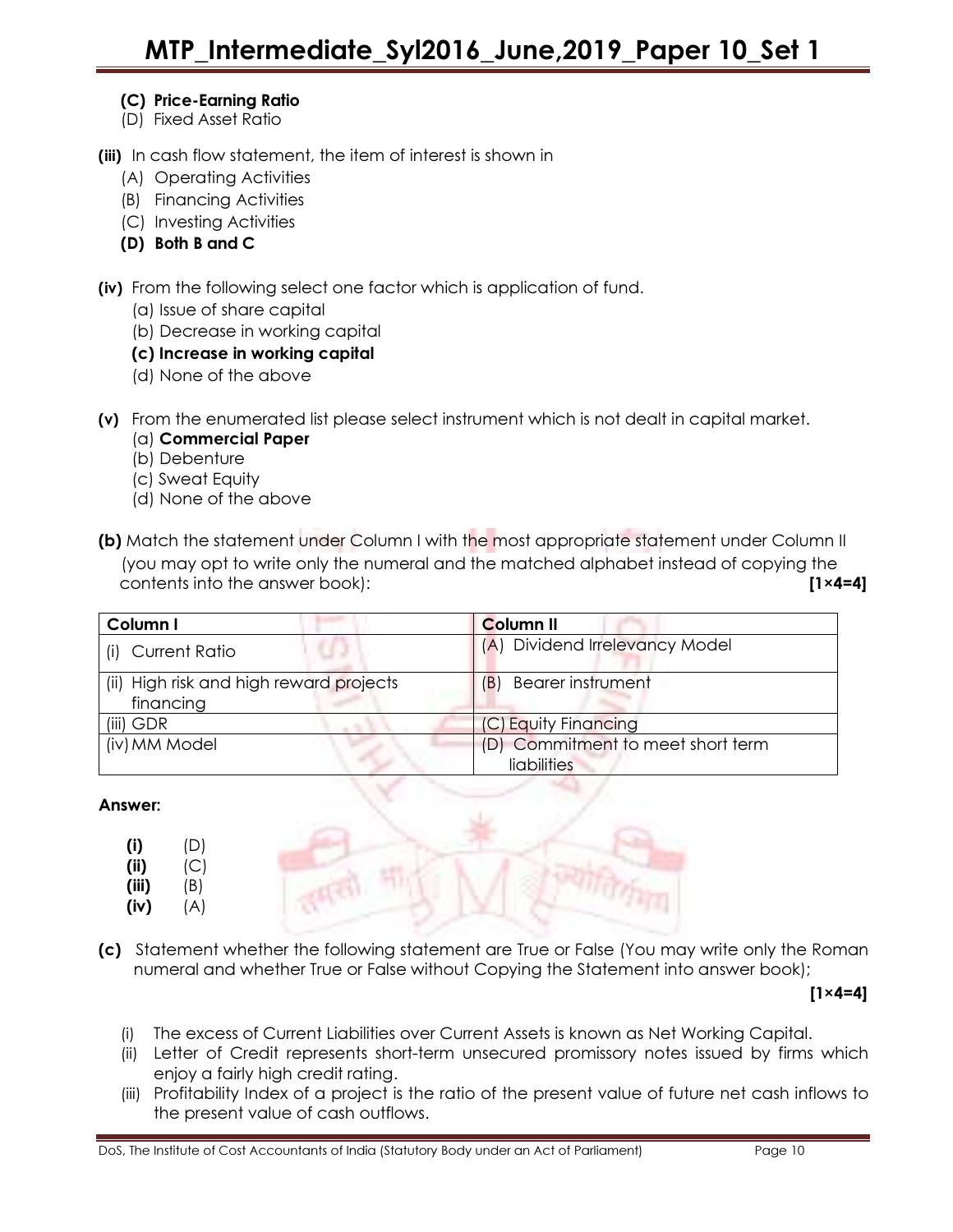**(C) Price-Earning Ratio**
(D) Fixed Asset Ratio

**(iii)** In cash flow statement, the item of interest is shown in
(A) Operating Activities
(B) Financing Activities
(C) Investing Activities
**(D) Both B and C**

**(iv)** From the following select one factor which is application of fund.
(a) Issue of share capital
(b) Decrease in working capital
**(c) Increase in working capital**
(d) None of the above

**(v)** From the enumerated list please select instrument which is not dealt in capital market.
(a) **Commercial Paper**
(b) Debenture
(c) Sweat Equity
(d) None of the above

**(b)** Match the statement under Column I with the most appropriate statement under Column II (you may opt to write only the numeral and the matched alphabet instead of copying the contents into the answer book): **[1×4=4]**

| Column I | Column II |
|---|---|
| (i) Current Ratio | (A) Dividend Irrelevancy Model |
| (ii) High risk and high reward projects financing | (B) Bearer instrument |
| (iii) GDR | (C) Equity Financing |
| (iv) MM Model | (D) Commitment to meet short term liabilities |

**Answer:**

**(i)** (D)
**(ii)** (C)
**(iii)** (B)
**(iv)** (A)

**(c)** Statement whether the following statement are True or False (You may write only the Roman numeral and whether True or False without Copying the Statement into answer book); **[1×4=4]**

(i) The excess of Current Liabilities over Current Assets is known as Net Working Capital.
(ii) Letter of Credit represents short-term unsecured promissory notes issued by firms which enjoy a fairly high credit rating.
(iii) Profitability Index of a project is the ratio of the present value of future net cash inflows to the present value of cash outflows.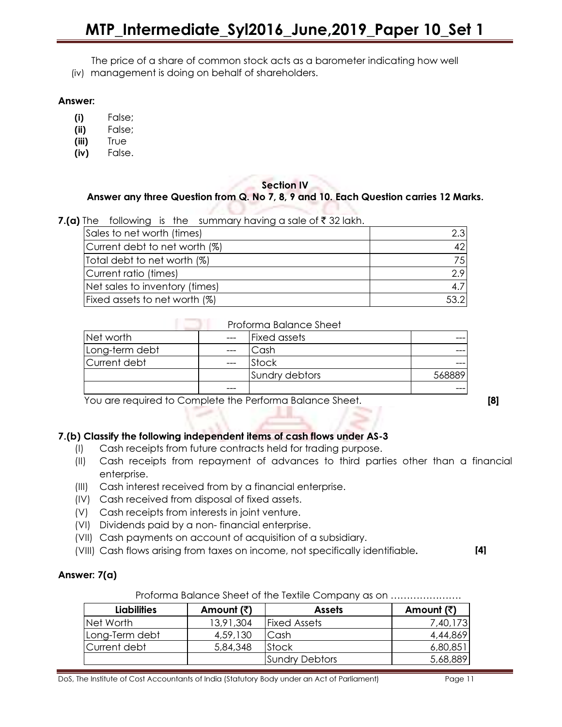(iv) The price of a share of common stock acts as a barometer indicating how well management is doing on behalf of shareholders.

**Answer:**

- **(i)** False;
- **(ii)** False;
- **(iii)** True
- **(iv)** False.

**Section IV**

**Answer any three Question from Q. No 7, 8, 9 and 10. Each Question carries 12 Marks.**

**7.(a)** The following is the summary having a sale of ₹ 32 lakh.

| | |
|---|---|
| Sales to net worth (times) | 2.3 |
| Current debt to net worth (%) | 42 |
| Total debt to net worth (%) | 75 |
| Current ratio (times) | 2.9 |
| Net sales to inventory (times) | 4.7 |
| Fixed assets to net worth (%) | 53.2 |

Proforma Balance Sheet

| | | | |
|---|---|---|---|
| Net worth | --- | Fixed assets | --- |
| Long-term debt | --- | Cash | --- |
| Current debt | --- | Stock | --- |
| | | Sundry debtors | 568889 |
| | --- | | --- |

You are required to Complete the Performa Balance Sheet. **[8]**

**7.(b) Classify the following independent items of cash flows under AS-3**

- (I) Cash receipts from future contracts held for trading purpose.
- (II) Cash receipts from repayment of advances to third parties other than a financial enterprise.
- (III) Cash interest received from by a financial enterprise.
- (IV) Cash received from disposal of fixed assets.
- (V) Cash receipts from interests in joint venture.
- (VI) Dividends paid by a non- financial enterprise.
- (VII) Cash payments on account of acquisition of a subsidiary.
- (VIII) Cash flows arising from taxes on income, not specifically identifiable. **[4]**

**Answer: 7(a)**

Proforma Balance Sheet of the Textile Company as on ………………….

| Liabilities | Amount (₹) | Assets | Amount (₹) |
|---|---|---|---|
| Net Worth | 13,91,304 | Fixed Assets | 7,40,173 |
| Long-Term debt | 4,59,130 | Cash | 4,44,869 |
| Current debt | 5,84,348 | Stock | 6,80,851 |
| | | Sundry Debtors | 5,68,889 |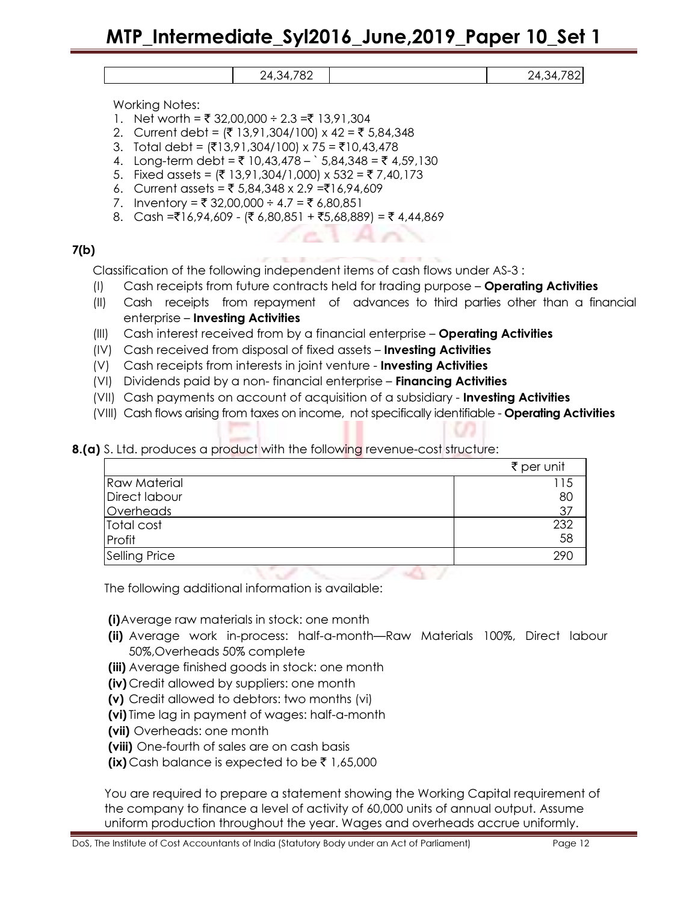|  | 24,34,782 |  | 24,34,782 |
|---|---|---|---|

Working Notes:

1. Net worth = ₹ 32,00,000 ÷ 2.3 =₹ 13,91,304
2. Current debt = (₹ 13,91,304/100) x 42 = ₹ 5,84,348
3. Total debt = (₹13,91,304/100) x 75 = ₹10,43,478
4. Long-term debt = ₹ 10,43,478 – ` 5,84,348 = ₹ 4,59,130
5. Fixed assets = (₹ 13,91,304/1,000) x 532 = ₹ 7,40,173
6. Current assets = ₹ 5,84,348 x 2.9 =₹16,94,609
7. Inventory = ₹ 32,00,000 ÷ 4.7 = ₹ 6,80,851
8. Cash =₹16,94,609 - (₹ 6,80,851 + ₹5,68,889) = ₹ 4,44,869

**7(b)**

Classification of the following independent items of cash flows under AS-3 :

(I) Cash receipts from future contracts held for trading purpose – **Operating Activities**

(II) Cash receipts from repayment of advances to third parties other than a financial enterprise – **Investing Activities**

(III) Cash interest received from by a financial enterprise – **Operating Activities**

(IV) Cash received from disposal of fixed assets – **Investing Activities**

(V) Cash receipts from interests in joint venture - **Investing Activities**

(VI) Dividends paid by a non- financial enterprise – **Financing Activities**

(VII) Cash payments on account of acquisition of a subsidiary - **Investing Activities**

(VIII) Cash flows arising from taxes on income, not specifically identifiable - **Operating Activities**

**8.(a)** S. Ltd. produces a product with the following revenue-cost structure:

|  | ₹ per unit |
|---|---|
| Raw Material | 115 |
| Direct labour | 80 |
| Overheads | 37 |
| Total cost | 232 |
| Profit | 58 |
| Selling Price | 290 |

The following additional information is available:

**(i)** Average raw materials in stock: one month

**(ii)** Average work in-process: half-a-month—Raw Materials 100%, Direct labour 50%,Overheads 50% complete

**(iii)** Average finished goods in stock: one month

**(iv)** Credit allowed by suppliers: one month

**(v)** Credit allowed to debtors: two months (vi)

**(vi)** Time lag in payment of wages: half-a-month

**(vii)** Overheads: one month

**(viii)** One-fourth of sales are on cash basis

**(ix)** Cash balance is expected to be ₹ 1,65,000

You are required to prepare a statement showing the Working Capital requirement of the company to finance a level of activity of 60,000 units of annual output. Assume uniform production throughout the year. Wages and overheads accrue uniformly.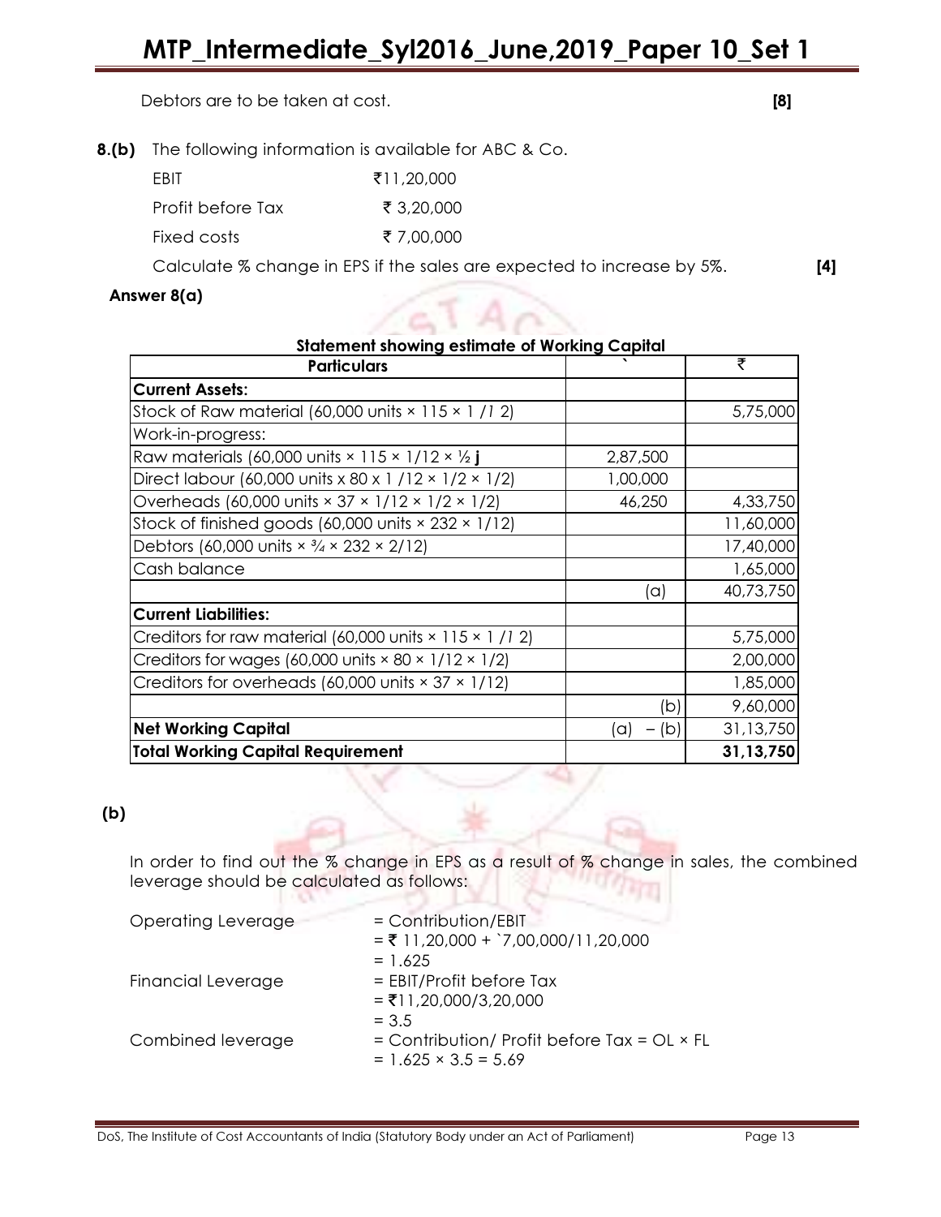Debtors are to be taken at cost. **[8]**

**8.(b)** The following information is available for ABC & Co.

| | |
|---|---|
| EBIT | ₹11,20,000 |
| Profit before Tax | ₹ 3,20,000 |
| Fixed costs | ₹ 7,00,000 |

Calculate % change in EPS if the sales are expected to increase by 5%. **[4]**

**Answer 8(a)**

**Statement showing estimate of Working Capital**

| Particulars | ` | ₹ |
|---|---|---|
| **Current Assets:** | | |
| Stock of Raw material (60,000 units × 115 × 1 /1 2) | | 5,75,000 |
| Work-in-progress: | | |
| Raw materials (60,000 units × 115 × 1/12 × ½ j | 2,87,500 | |
| Direct labour (60,000 units x 80 x 1 /12 × 1/2 × 1/2) | 1,00,000 | |
| Overheads (60,000 units × 37 × 1/12 × 1/2 × 1/2) | 46,250 | 4,33,750 |
| Stock of finished goods (60,000 units × 232 × 1/12) | | 11,60,000 |
| Debtors (60,000 units × ¾ × 232 × 2/12) | | 17,40,000 |
| Cash balance | | 1,65,000 |
| | (a) | 40,73,750 |
| **Current Liabilities:** | | |
| Creditors for raw material (60,000 units × 115 × 1 /1 2) | | 5,75,000 |
| Creditors for wages (60,000 units × 80 × 1/12 × 1/2) | | 2,00,000 |
| Creditors for overheads (60,000 units × 37 × 1/12) | | 1,85,000 |
| | (b) | 9,60,000 |
| **Net Working Capital** | (a) – (b) | 31,13,750 |
| **Total Working Capital Requirement** | | **31,13,750** |

**(b)**

In order to find out the % change in EPS as a result of % change in sales, the combined leverage should be calculated as follows:

Operating Leverage = Contribution/EBIT
= ₹ 11,20,000 + `7,00,000/11,20,000
= 1.625

Financial Leverage = EBIT/Profit before Tax
= ₹11,20,000/3,20,000
= 3.5

Combined leverage = Contribution/ Profit before Tax = OL × FL
= 1.625 × 3.5 = 5.69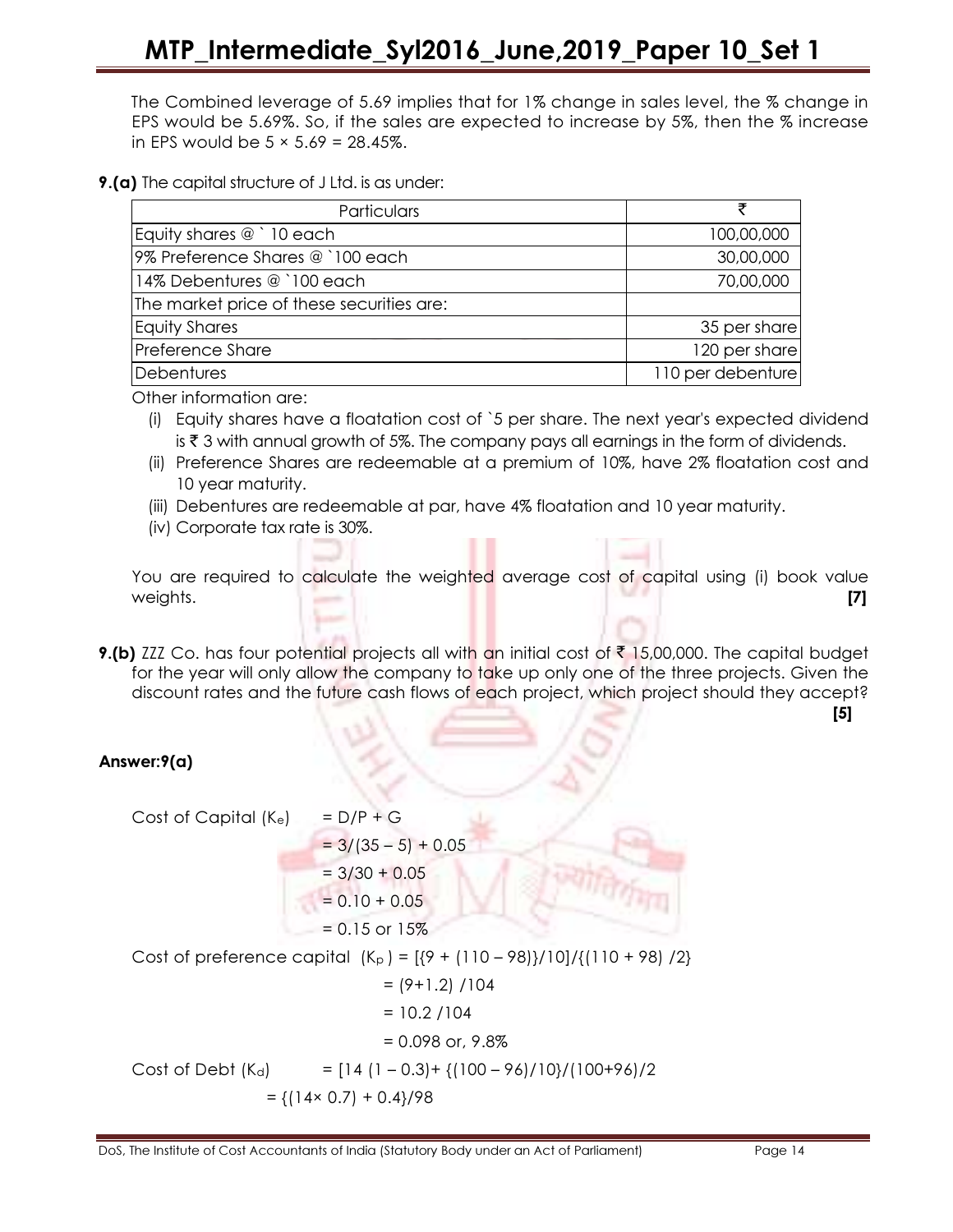The Combined leverage of 5.69 implies that for 1% change in sales level, the % change in EPS would be 5.69%. So, if the sales are expected to increase by 5%, then the % increase in EPS would be 5 × 5.69 = 28.45%.

**9.(a)** The capital structure of J Ltd. is as under:

| Particulars | ₹ |
|---|---|
| Equity shares @ ` 10 each | 100,00,000 |
| 9% Preference Shares @ `100 each | 30,00,000 |
| 14% Debentures @ `100 each | 70,00,000 |
| The market price of these securities are: | |
| Equity Shares | 35 per share |
| Preference Share | 120 per share |
| Debentures | 110 per debenture |

Other information are:

(i) Equity shares have a floatation cost of `5 per share. The next year's expected dividend is ₹ 3 with annual growth of 5%. The company pays all earnings in the form of dividends.

(ii) Preference Shares are redeemable at a premium of 10%, have 2% floatation cost and 10 year maturity.

(iii) Debentures are redeemable at par, have 4% floatation and 10 year maturity.

(iv) Corporate tax rate is 30%.

You are required to calculate the weighted average cost of capital using (i) book value weights. **[7]**

**9.(b)** ZZZ Co. has four potential projects all with an initial cost of ₹ 15,00,000. The capital budget for the year will only allow the company to take up only one of the three projects. Given the discount rates and the future cash flows of each project, which project should they accept? **[5]**

**Answer:9(a)**

Cost of Capital ($K_e$) $= D/P + G$

$= 3/(35 - 5) + 0.05$

$= 3/30 + 0.05$

$= 0.10 + 0.05$

$= 0.15$ or 15%

Cost of preference capital ($K_p$) $= [\{9 + (110 - 98)\}/10]/\{(110 + 98)/2\}$

$= (9+1.2)/104$

$= 10.2/104$

$= 0.098$ or, 9.8%

Cost of Debt ($K_d$) $= [14(1 - 0.3) + \{(100 - 96)/10\}/(100+96)/2$

$= \{(14 \times 0.7) + 0.4\}/98$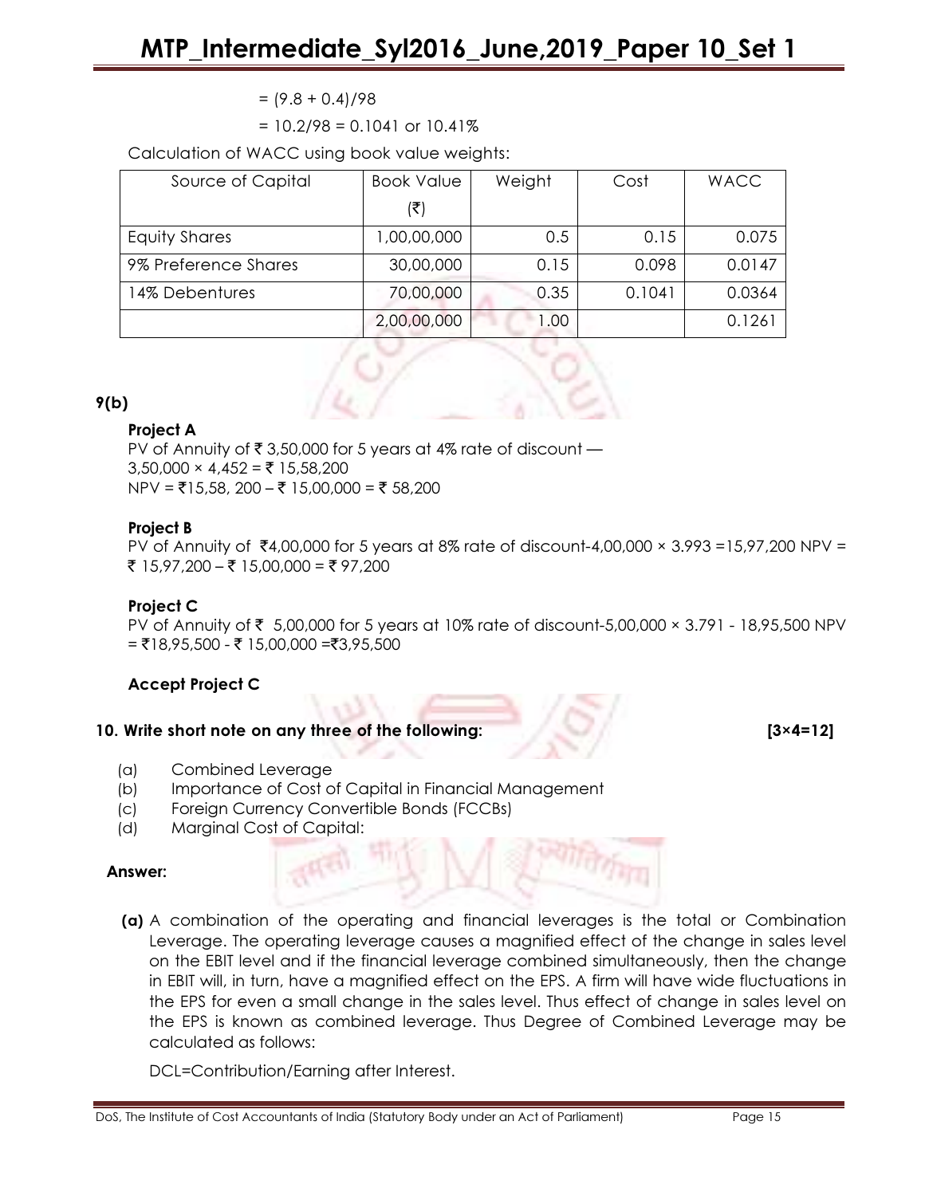= (9.8 + 0.4)/98

= 10.2/98 = 0.1041 or 10.41%

Calculation of WACC using book value weights:

| Source of Capital | Book Value (₹) | Weight | Cost | WACC |
|---|---|---|---|---|
| Equity Shares | 1,00,00,000 | 0.5 | 0.15 | 0.075 |
| 9% Preference Shares | 30,00,000 | 0.15 | 0.098 | 0.0147 |
| 14% Debentures | 70,00,000 | 0.35 | 0.1041 | 0.0364 |
| | 2,00,00,000 | 1.00 | | 0.1261 |

**9(b)**

**Project A**

PV of Annuity of ₹ 3,50,000 for 5 years at 4% rate of discount —
3,50,000 × 4,452 = ₹ 15,58,200
NPV = ₹15,58, 200 – ₹ 15,00,000 = ₹ 58,200

**Project B**

PV of Annuity of ₹4,00,000 for 5 years at 8% rate of discount-4,00,000 × 3.993 =15,97,200 NPV = ₹ 15,97,200 – ₹ 15,00,000 = ₹ 97,200

**Project C**

PV of Annuity of ₹ 5,00,000 for 5 years at 10% rate of discount-5,00,000 × 3.791 - 18,95,500 NPV = ₹18,95,500 - ₹ 15,00,000 =₹3,95,500

**Accept Project C**

**10. Write short note on any three of the following: [3×4=12]**

(a) Combined Leverage
(b) Importance of Cost of Capital in Financial Management
(c) Foreign Currency Convertible Bonds (FCCBs)
(d) Marginal Cost of Capital:

**Answer:**

**(a)** A combination of the operating and financial leverages is the total or Combination Leverage. The operating leverage causes a magnified effect of the change in sales level on the EBIT level and if the financial leverage combined simultaneously, then the change in EBIT will, in turn, have a magnified effect on the EPS. A firm will have wide fluctuations in the EPS for even a small change in the sales level. Thus effect of change in sales level on the EPS is known as combined leverage. Thus Degree of Combined Leverage may be calculated as follows:

DCL=Contribution/Earning after Interest.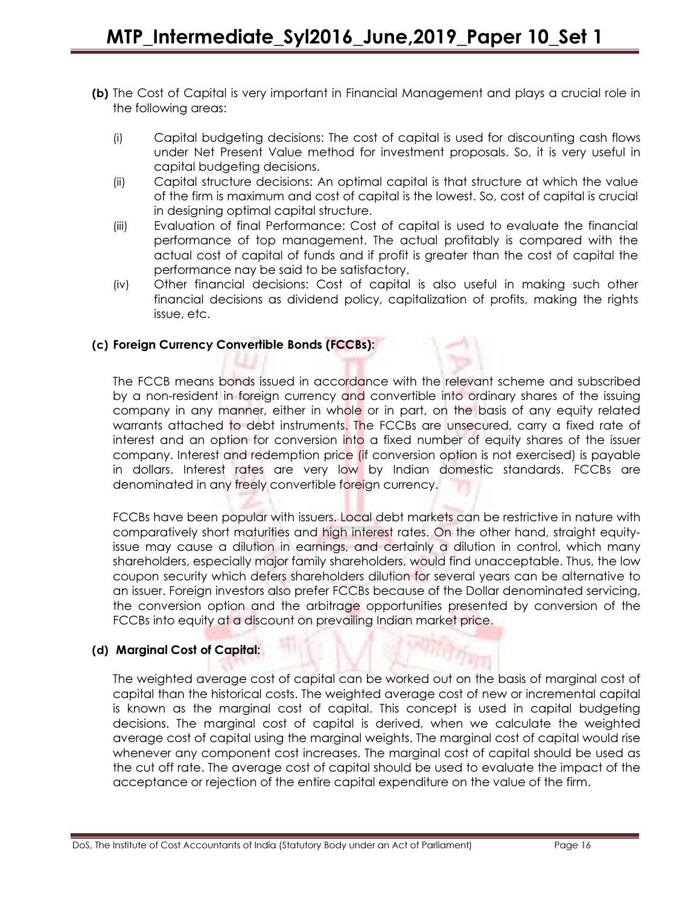**(b)** The Cost of Capital is very important in Financial Management and plays a crucial role in the following areas:

(i) Capital budgeting decisions: The cost of capital is used for discounting cash flows under Net Present Value method for investment proposals. So, it is very useful in capital budgeting decisions.

(ii) Capital structure decisions: An optimal capital is that structure at which the value of the firm is maximum and cost of capital is the lowest. So, cost of capital is crucial in designing optimal capital structure.

(iii) Evaluation of final Performance: Cost of capital is used to evaluate the financial performance of top management. The actual profitably is compared with the actual cost of capital of funds and if profit is greater than the cost of capital the performance nay be said to be satisfactory.

(iv) Other financial decisions: Cost of capital is also useful in making such other financial decisions as dividend policy, capitalization of profits, making the rights issue, etc.

**(c) Foreign Currency Convertible Bonds (FCCBs):**

The FCCB means bonds issued in accordance with the relevant scheme and subscribed by a non-resident in foreign currency and convertible into ordinary shares of the issuing company in any manner, either in whole or in part, on the basis of any equity related warrants attached to debt instruments. The FCCBs are unsecured, carry a fixed rate of interest and an option for conversion into a fixed number of equity shares of the issuer company. Interest and redemption price (if conversion option is not exercised) is payable in dollars. Interest rates are very low by Indian domestic standards. FCCBs are denominated in any freely convertible foreign currency.

FCCBs have been popular with issuers. Local debt markets can be restrictive in nature with comparatively short maturities and high interest rates. On the other hand, straight equity-issue may cause a dilution in earnings, and certainly a dilution in control, which many shareholders, especially major family shareholders, would find unacceptable. Thus, the low coupon security which defers shareholders dilution for several years can be alternative to an issuer. Foreign investors also prefer FCCBs because of the Dollar denominated servicing, the conversion option and the arbitrage opportunities presented by conversion of the FCCBs into equity at a discount on prevailing Indian market price.

**(d) Marginal Cost of Capital:**

The weighted average cost of capital can be worked out on the basis of marginal cost of capital than the historical costs. The weighted average cost of new or incremental capital is known as the marginal cost of capital. This concept is used in capital budgeting decisions. The marginal cost of capital is derived, when we calculate the weighted average cost of capital using the marginal weights. The marginal cost of capital would rise whenever any component cost increases. The marginal cost of capital should be used as the cut off rate. The average cost of capital should be used to evaluate the impact of the acceptance or rejection of the entire capital expenditure on the value of the firm.